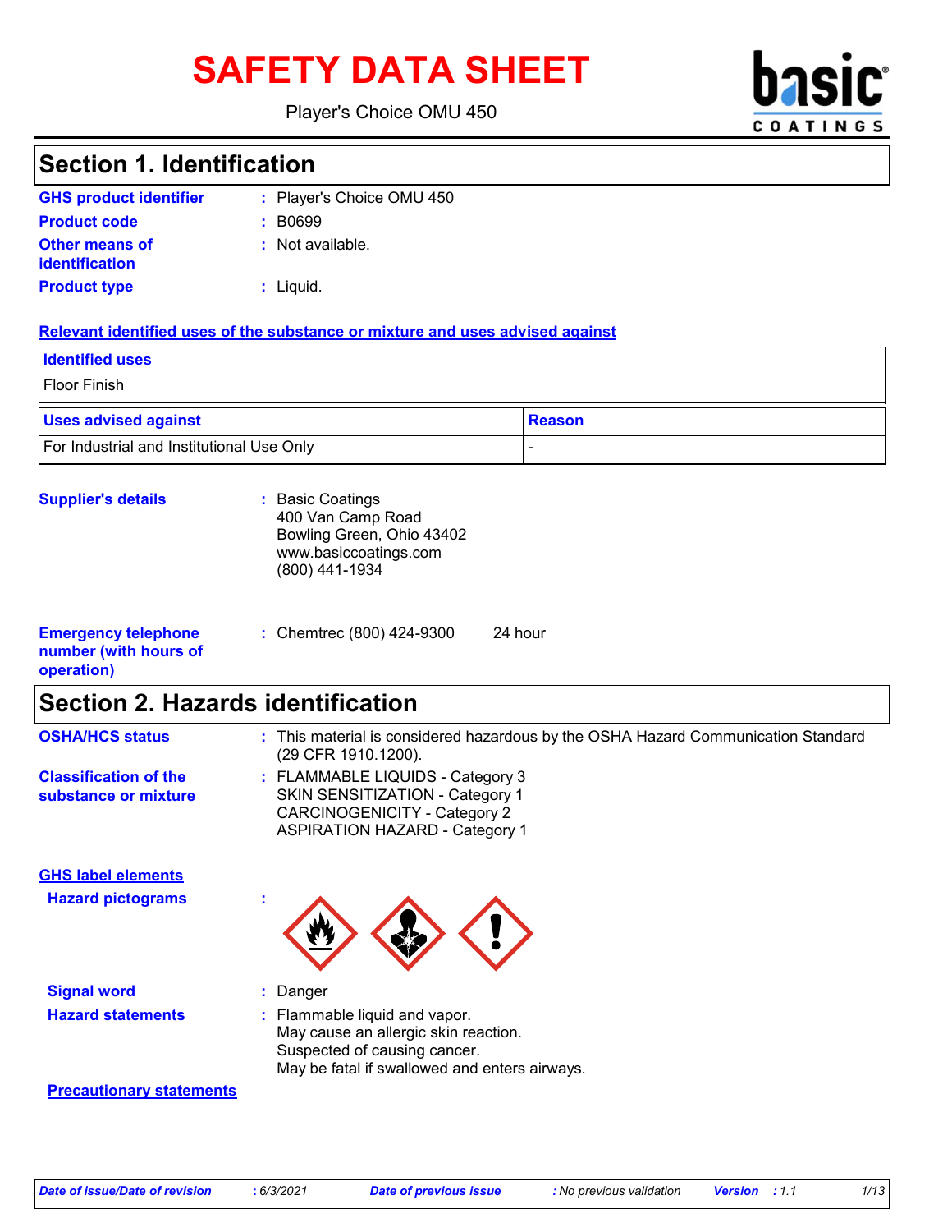# SAFETY DATA SHEET

Player's Choice OMU 450

## Section 1. Identification

**GHS product identifier** : Player's Choice OMU 450

**Product code** : B0699

**Other means of identification** : Not available.

**Product type** : Liquid.

**Relevant identified uses of the substance or mixture and uses advised against**

| Identified uses | |
|---|---|
| Floor Finish | |

| Uses advised against | Reason |
|---|---|
| For Industrial and Institutional Use Only | - |

**Supplier's details** : Basic Coatings
400 Van Camp Road
Bowling Green, Ohio 43402
www.basiccoatings.com
(800) 441-1934

**Emergency telephone number (with hours of operation)** : Chemtrec (800) 424-9300 24 hour

## Section 2. Hazards identification

**OSHA/HCS status** : This material is considered hazardous by the OSHA Hazard Communication Standard (29 CFR 1910.1200).

**Classification of the substance or mixture** : FLAMMABLE LIQUIDS - Category 3
SKIN SENSITIZATION - Category 1
CARCINOGENICITY - Category 2
ASPIRATION HAZARD - Category 1

**GHS label elements**

**Hazard pictograms** :

**Signal word** : Danger

**Hazard statements** : Flammable liquid and vapor.
May cause an allergic skin reaction.
Suspected of causing cancer.
May be fatal if swallowed and enters airways.

**Precautionary statements**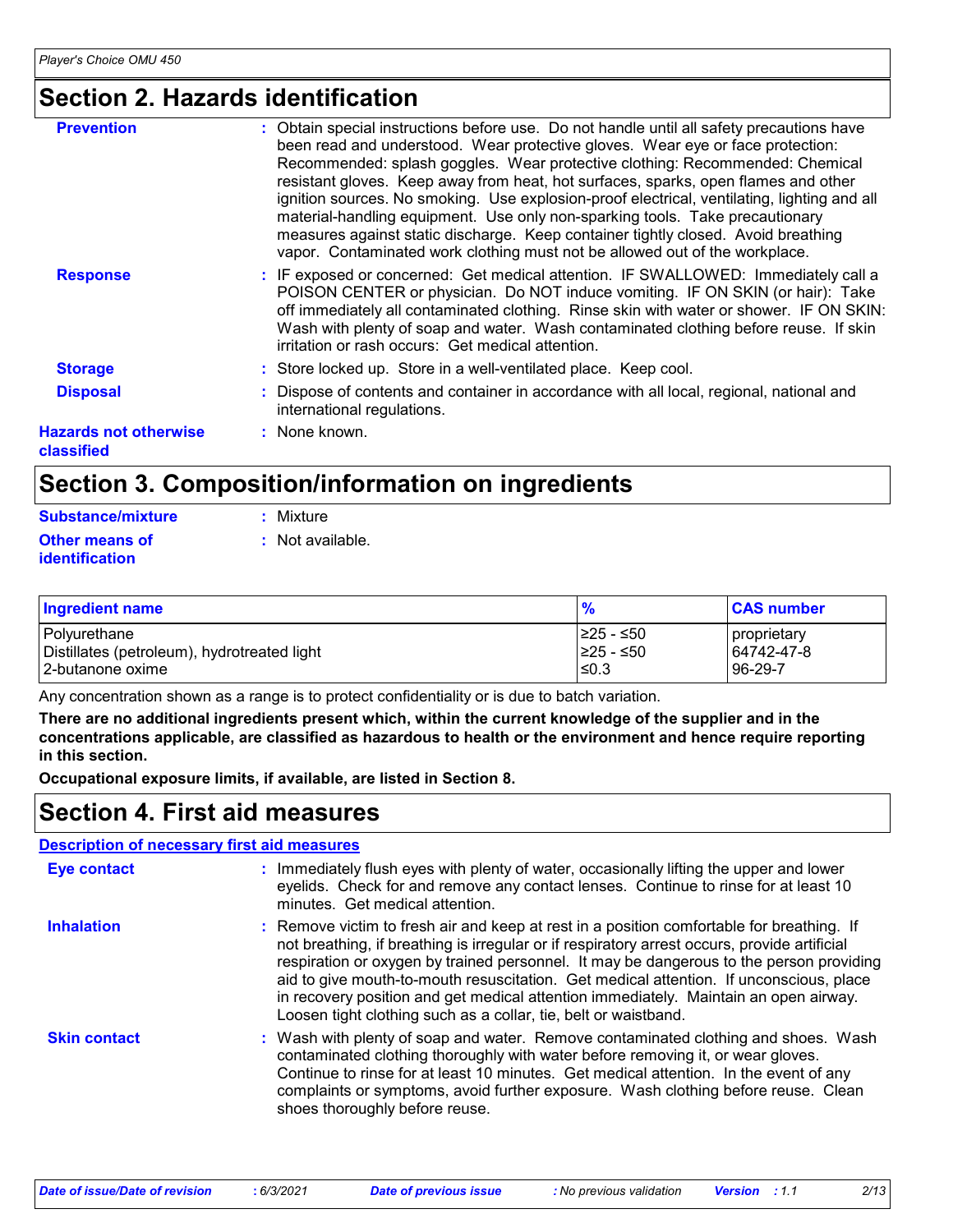## Section 2. Hazards identification

**Prevention** : Obtain special instructions before use. Do not handle until all safety precautions have been read and understood. Wear protective gloves. Wear eye or face protection: Recommended: splash goggles. Wear protective clothing: Recommended: Chemical resistant gloves. Keep away from heat, hot surfaces, sparks, open flames and other ignition sources. No smoking. Use explosion-proof electrical, ventilating, lighting and all material-handling equipment. Use only non-sparking tools. Take precautionary measures against static discharge. Keep container tightly closed. Avoid breathing vapor. Contaminated work clothing must not be allowed out of the workplace.

**Response** : IF exposed or concerned: Get medical attention. IF SWALLOWED: Immediately call a POISON CENTER or physician. Do NOT induce vomiting. IF ON SKIN (or hair): Take off immediately all contaminated clothing. Rinse skin with water or shower. IF ON SKIN: Wash with plenty of soap and water. Wash contaminated clothing before reuse. If skin irritation or rash occurs: Get medical attention.

**Storage** : Store locked up. Store in a well-ventilated place. Keep cool.

**Disposal** : Dispose of contents and container in accordance with all local, regional, national and international regulations.

**Hazards not otherwise classified** : None known.

## Section 3. Composition/information on ingredients

**Substance/mixture** : Mixture

**Other means of identification** : Not available.

| Ingredient name | % | CAS number |
|---|---|---|
| Polyurethane | ≥25 - ≤50 | proprietary |
| Distillates (petroleum), hydrotreated light | ≥25 - ≤50 | 64742-47-8 |
| 2-butanone oxime | ≤0.3 | 96-29-7 |

Any concentration shown as a range is to protect confidentiality or is due to batch variation.

**There are no additional ingredients present which, within the current knowledge of the supplier and in the concentrations applicable, are classified as hazardous to health or the environment and hence require reporting in this section.**

**Occupational exposure limits, if available, are listed in Section 8.**

## Section 4. First aid measures

**Description of necessary first aid measures**

**Eye contact** : Immediately flush eyes with plenty of water, occasionally lifting the upper and lower eyelids. Check for and remove any contact lenses. Continue to rinse for at least 10 minutes. Get medical attention.

**Inhalation** : Remove victim to fresh air and keep at rest in a position comfortable for breathing. If not breathing, if breathing is irregular or if respiratory arrest occurs, provide artificial respiration or oxygen by trained personnel. It may be dangerous to the person providing aid to give mouth-to-mouth resuscitation. Get medical attention. If unconscious, place in recovery position and get medical attention immediately. Maintain an open airway. Loosen tight clothing such as a collar, tie, belt or waistband.

**Skin contact** : Wash with plenty of soap and water. Remove contaminated clothing and shoes. Wash contaminated clothing thoroughly with water before removing it, or wear gloves. Continue to rinse for at least 10 minutes. Get medical attention. In the event of any complaints or symptoms, avoid further exposure. Wash clothing before reuse. Clean shoes thoroughly before reuse.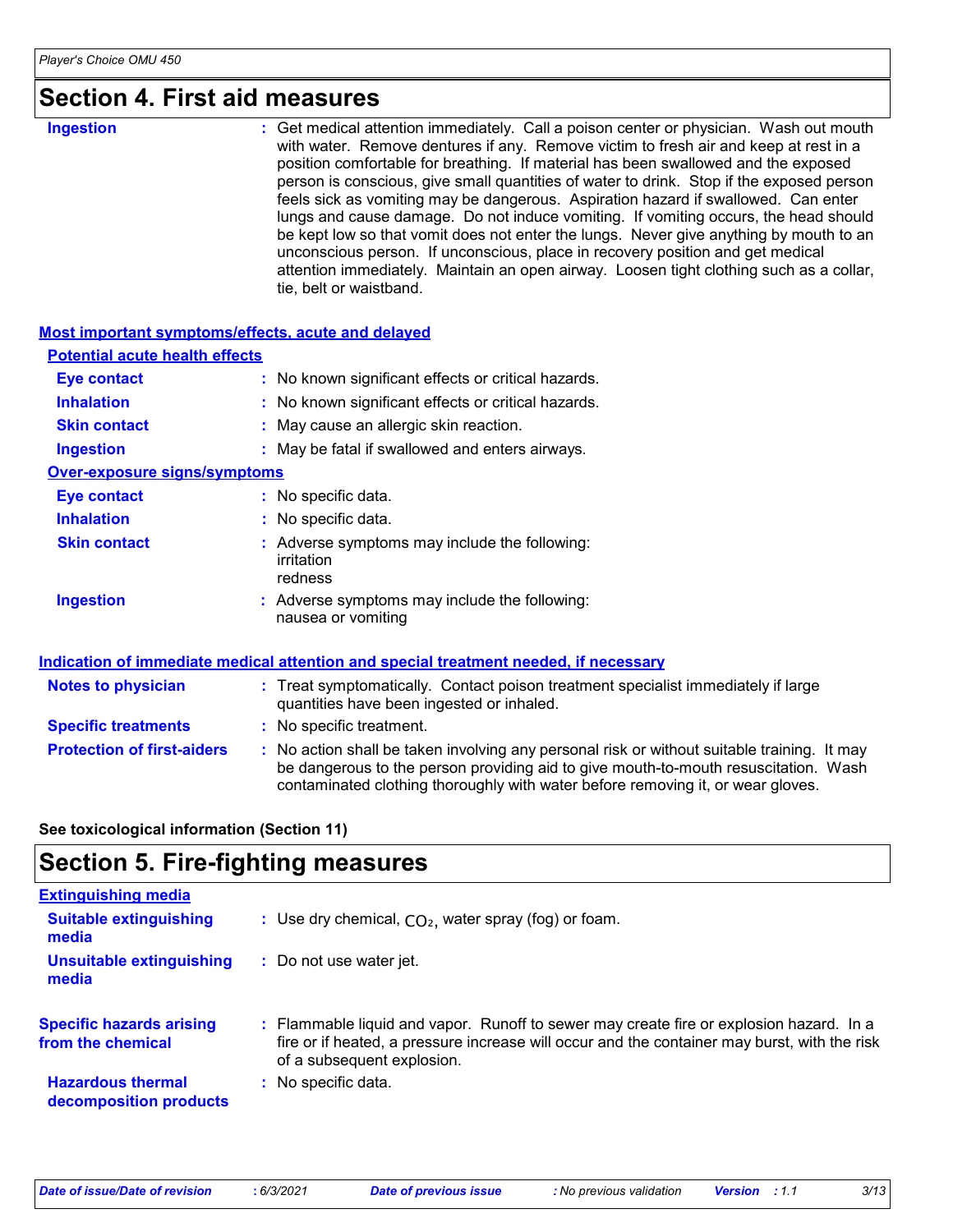# Section 4. First aid measures

**Ingestion** : Get medical attention immediately. Call a poison center or physician. Wash out mouth with water. Remove dentures if any. Remove victim to fresh air and keep at rest in a position comfortable for breathing. If material has been swallowed and the exposed person is conscious, give small quantities of water to drink. Stop if the exposed person feels sick as vomiting may be dangerous. Aspiration hazard if swallowed. Can enter lungs and cause damage. Do not induce vomiting. If vomiting occurs, the head should be kept low so that vomit does not enter the lungs. Never give anything by mouth to an unconscious person. If unconscious, place in recovery position and get medical attention immediately. Maintain an open airway. Loosen tight clothing such as a collar, tie, belt or waistband.

## Most important symptoms/effects, acute and delayed

### Potential acute health effects

**Eye contact** : No known significant effects or critical hazards.

**Inhalation** : No known significant effects or critical hazards.

**Skin contact** : May cause an allergic skin reaction.

**Ingestion** : May be fatal if swallowed and enters airways.

### Over-exposure signs/symptoms

**Eye contact** : No specific data.

**Inhalation** : No specific data.

**Skin contact** : Adverse symptoms may include the following:
irritation
redness

**Ingestion** : Adverse symptoms may include the following:
nausea or vomiting

## Indication of immediate medical attention and special treatment needed, if necessary

**Notes to physician** : Treat symptomatically. Contact poison treatment specialist immediately if large quantities have been ingested or inhaled.

**Specific treatments** : No specific treatment.

**Protection of first-aiders** : No action shall be taken involving any personal risk or without suitable training. It may be dangerous to the person providing aid to give mouth-to-mouth resuscitation. Wash contaminated clothing thoroughly with water before removing it, or wear gloves.

**See toxicological information (Section 11)**

# Section 5. Fire-fighting measures

## Extinguishing media

**Suitable extinguishing media** : Use dry chemical, $CO_2$, water spray (fog) or foam.

**Unsuitable extinguishing media** : Do not use water jet.

**Specific hazards arising from the chemical** : Flammable liquid and vapor. Runoff to sewer may create fire or explosion hazard. In a fire or if heated, a pressure increase will occur and the container may burst, with the risk of a subsequent explosion.

**Hazardous thermal decomposition products** : No specific data.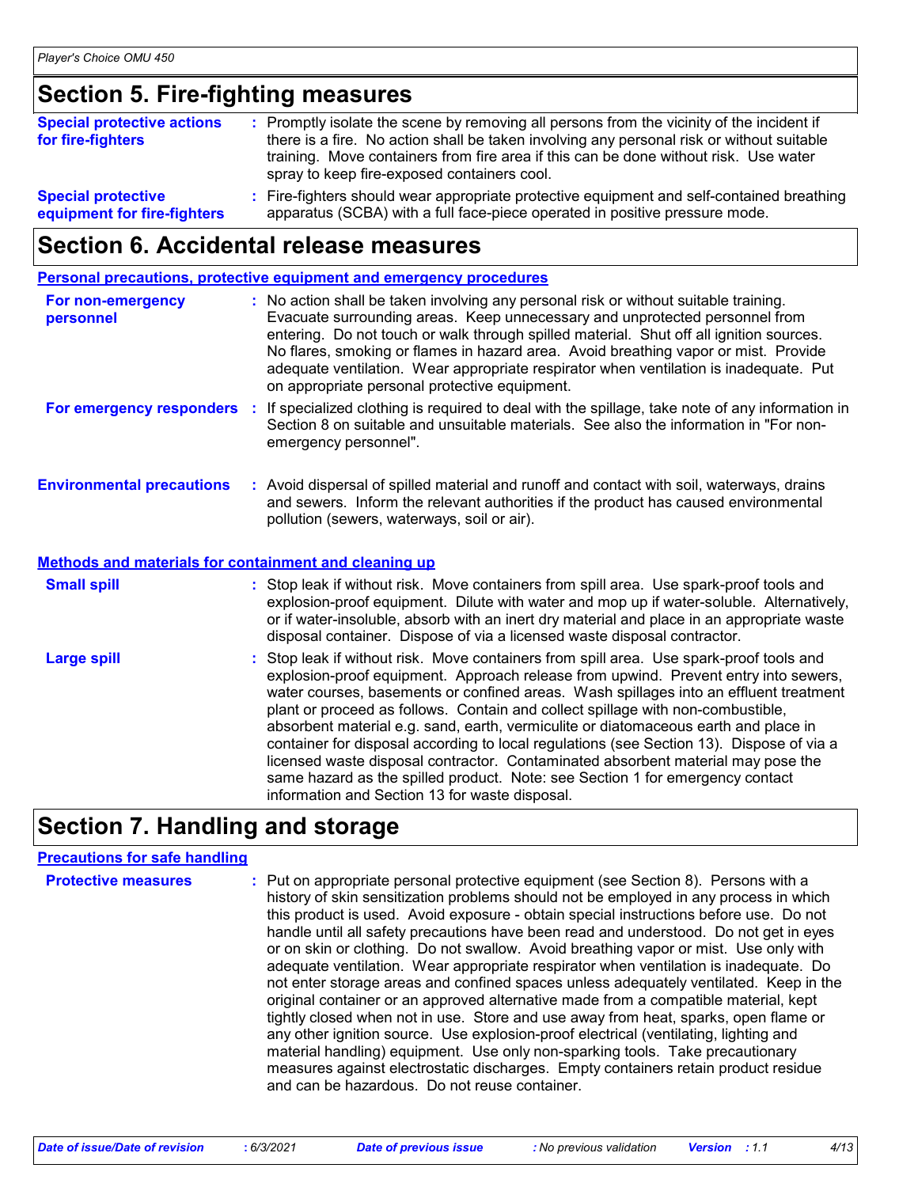## Section 5. Fire-fighting measures

**Special protective actions for fire-fighters** : Promptly isolate the scene by removing all persons from the vicinity of the incident if there is a fire. No action shall be taken involving any personal risk or without suitable training. Move containers from fire area if this can be done without risk. Use water spray to keep fire-exposed containers cool.

**Special protective equipment for fire-fighters** : Fire-fighters should wear appropriate protective equipment and self-contained breathing apparatus (SCBA) with a full face-piece operated in positive pressure mode.

## Section 6. Accidental release measures

### Personal precautions, protective equipment and emergency procedures

**For non-emergency personnel** : No action shall be taken involving any personal risk or without suitable training. Evacuate surrounding areas. Keep unnecessary and unprotected personnel from entering. Do not touch or walk through spilled material. Shut off all ignition sources. No flares, smoking or flames in hazard area. Avoid breathing vapor or mist. Provide adequate ventilation. Wear appropriate respirator when ventilation is inadequate. Put on appropriate personal protective equipment.

**For emergency responders** : If specialized clothing is required to deal with the spillage, take note of any information in Section 8 on suitable and unsuitable materials. See also the information in "For non-emergency personnel".

**Environmental precautions** : Avoid dispersal of spilled material and runoff and contact with soil, waterways, drains and sewers. Inform the relevant authorities if the product has caused environmental pollution (sewers, waterways, soil or air).

### Methods and materials for containment and cleaning up

**Small spill** : Stop leak if without risk. Move containers from spill area. Use spark-proof tools and explosion-proof equipment. Dilute with water and mop up if water-soluble. Alternatively, or if water-insoluble, absorb with an inert dry material and place in an appropriate waste disposal container. Dispose of via a licensed waste disposal contractor.

**Large spill** : Stop leak if without risk. Move containers from spill area. Use spark-proof tools and explosion-proof equipment. Approach release from upwind. Prevent entry into sewers, water courses, basements or confined areas. Wash spillages into an effluent treatment plant or proceed as follows. Contain and collect spillage with non-combustible, absorbent material e.g. sand, earth, vermiculite or diatomaceous earth and place in container for disposal according to local regulations (see Section 13). Dispose of via a licensed waste disposal contractor. Contaminated absorbent material may pose the same hazard as the spilled product. Note: see Section 1 for emergency contact information and Section 13 for waste disposal.

## Section 7. Handling and storage

### Precautions for safe handling

**Protective measures** : Put on appropriate personal protective equipment (see Section 8). Persons with a history of skin sensitization problems should not be employed in any process in which this product is used. Avoid exposure - obtain special instructions before use. Do not handle until all safety precautions have been read and understood. Do not get in eyes or on skin or clothing. Do not swallow. Avoid breathing vapor or mist. Use only with adequate ventilation. Wear appropriate respirator when ventilation is inadequate. Do not enter storage areas and confined spaces unless adequately ventilated. Keep in the original container or an approved alternative made from a compatible material, kept tightly closed when not in use. Store and use away from heat, sparks, open flame or any other ignition source. Use explosion-proof electrical (ventilating, lighting and material handling) equipment. Use only non-sparking tools. Take precautionary measures against electrostatic discharges. Empty containers retain product residue and can be hazardous. Do not reuse container.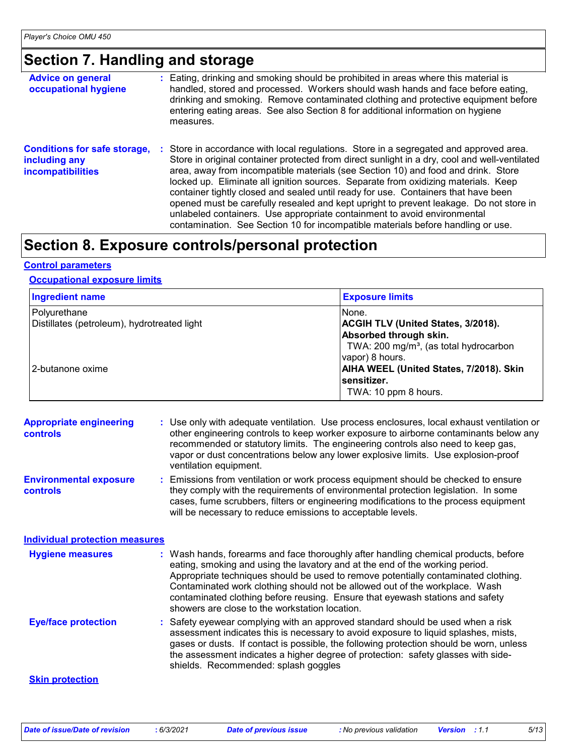# Section 7. Handling and storage

**Advice on general occupational hygiene** : Eating, drinking and smoking should be prohibited in areas where this material is handled, stored and processed. Workers should wash hands and face before eating, drinking and smoking. Remove contaminated clothing and protective equipment before entering eating areas. See also Section 8 for additional information on hygiene measures.

**Conditions for safe storage, including any incompatibilities** : Store in accordance with local regulations. Store in a segregated and approved area. Store in original container protected from direct sunlight in a dry, cool and well-ventilated area, away from incompatible materials (see Section 10) and food and drink. Store locked up. Eliminate all ignition sources. Separate from oxidizing materials. Keep container tightly closed and sealed until ready for use. Containers that have been opened must be carefully resealed and kept upright to prevent leakage. Do not store in unlabeled containers. Use appropriate containment to avoid environmental contamination. See Section 10 for incompatible materials before handling or use.

# Section 8. Exposure controls/personal protection

## Control parameters

### Occupational exposure limits

| Ingredient name | Exposure limits |
| --- | --- |
| Polyurethane | None. |
| Distillates (petroleum), hydrotreated light | **ACGIH TLV (United States, 3/2018). Absorbed through skin.** TWA: 200 mg/m³, (as total hydrocarbon vapor) 8 hours. |
| 2-butanone oxime | **AIHA WEEL (United States, 7/2018). Skin sensitizer.** TWA: 10 ppm 8 hours. |

**Appropriate engineering controls** : Use only with adequate ventilation. Use process enclosures, local exhaust ventilation or other engineering controls to keep worker exposure to airborne contaminants below any recommended or statutory limits. The engineering controls also need to keep gas, vapor or dust concentrations below any lower explosive limits. Use explosion-proof ventilation equipment.

**Environmental exposure controls** : Emissions from ventilation or work process equipment should be checked to ensure they comply with the requirements of environmental protection legislation. In some cases, fume scrubbers, filters or engineering modifications to the process equipment will be necessary to reduce emissions to acceptable levels.

## Individual protection measures

**Hygiene measures** : Wash hands, forearms and face thoroughly after handling chemical products, before eating, smoking and using the lavatory and at the end of the working period. Appropriate techniques should be used to remove potentially contaminated clothing. Contaminated work clothing should not be allowed out of the workplace. Wash contaminated clothing before reusing. Ensure that eyewash stations and safety showers are close to the workstation location.

**Eye/face protection** : Safety eyewear complying with an approved standard should be used when a risk assessment indicates this is necessary to avoid exposure to liquid splashes, mists, gases or dusts. If contact is possible, the following protection should be worn, unless the assessment indicates a higher degree of protection: safety glasses with side-shields. Recommended: splash goggles

**Skin protection**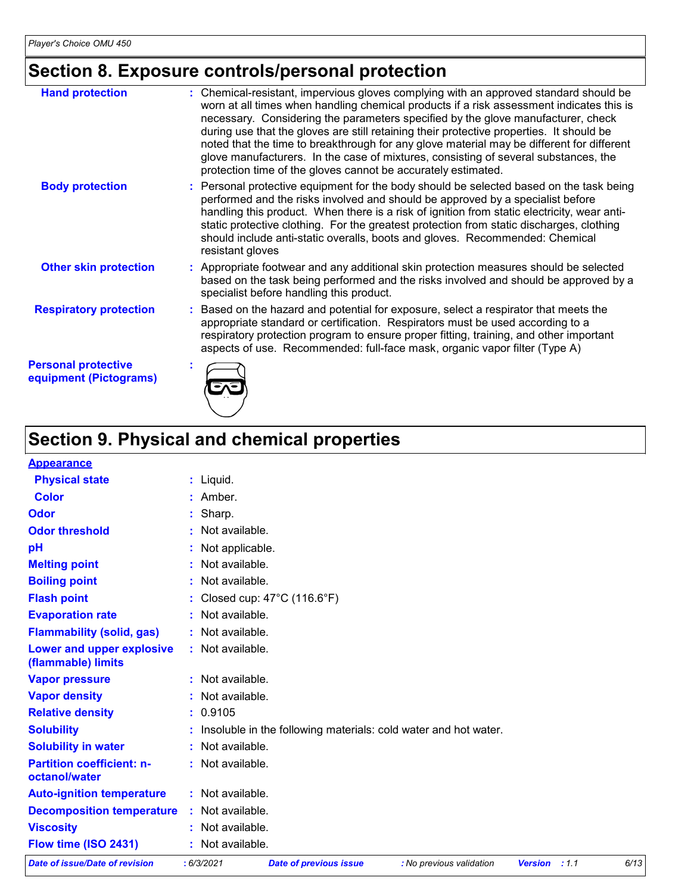## Section 8. Exposure controls/personal protection

| | | |
|---|---|---|
| **Hand protection** | : | Chemical-resistant, impervious gloves complying with an approved standard should be worn at all times when handling chemical products if a risk assessment indicates this is necessary. Considering the parameters specified by the glove manufacturer, check during use that the gloves are still retaining their protective properties. It should be noted that the time to breakthrough for any glove material may be different for different glove manufacturers. In the case of mixtures, consisting of several substances, the protection time of the gloves cannot be accurately estimated. |
| **Body protection** | : | Personal protective equipment for the body should be selected based on the task being performed and the risks involved and should be approved by a specialist before handling this product. When there is a risk of ignition from static electricity, wear anti-static protective clothing. For the greatest protection from static discharges, clothing should include anti-static overalls, boots and gloves. Recommended: Chemical resistant gloves |
| **Other skin protection** | : | Appropriate footwear and any additional skin protection measures should be selected based on the task being performed and the risks involved and should be approved by a specialist before handling this product. |
| **Respiratory protection** | : | Based on the hazard and potential for exposure, select a respirator that meets the appropriate standard or certification. Respirators must be used according to a respiratory protection program to ensure proper fitting, training, and other important aspects of use. Recommended: full-face mask, organic vapor filter (Type A) |
| **Personal protective equipment (Pictograms)** | : | |

## Section 9. Physical and chemical properties

**Appearance**

| | | |
|---|---|---|
| **Physical state** | : | Liquid. |
| **Color** | : | Amber. |
| **Odor** | : | Sharp. |
| **Odor threshold** | : | Not available. |
| **pH** | : | Not applicable. |
| **Melting point** | : | Not available. |
| **Boiling point** | : | Not available. |
| **Flash point** | : | Closed cup: 47°C (116.6°F) |
| **Evaporation rate** | : | Not available. |
| **Flammability (solid, gas)** | : | Not available. |
| **Lower and upper explosive (flammable) limits** | : | Not available. |
| **Vapor pressure** | : | Not available. |
| **Vapor density** | : | Not available. |
| **Relative density** | : | 0.9105 |
| **Solubility** | : | Insoluble in the following materials: cold water and hot water. |
| **Solubility in water** | : | Not available. |
| **Partition coefficient: n-octanol/water** | : | Not available. |
| **Auto-ignition temperature** | : | Not available. |
| **Decomposition temperature** | : | Not available. |
| **Viscosity** | : | Not available. |
| **Flow time (ISO 2431)** | : | Not available. |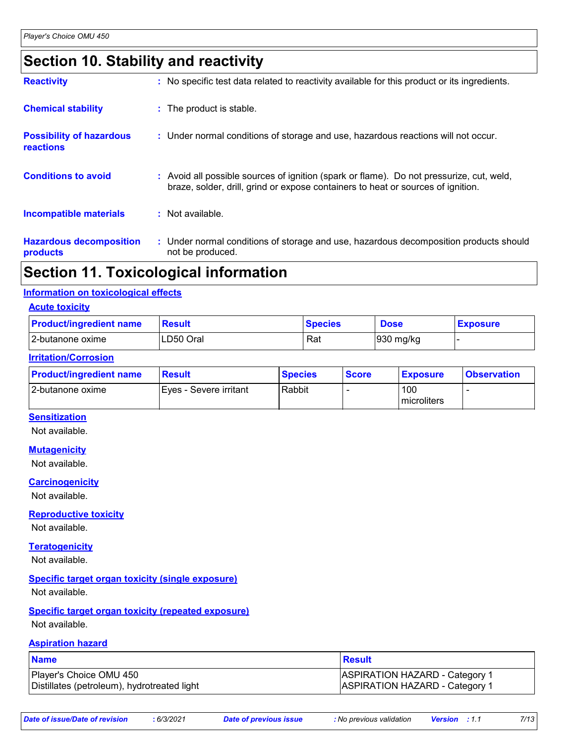# Section 10. Stability and reactivity

**Reactivity** : No specific test data related to reactivity available for this product or its ingredients.

**Chemical stability** : The product is stable.

**Possibility of hazardous reactions** : Under normal conditions of storage and use, hazardous reactions will not occur.

**Conditions to avoid** : Avoid all possible sources of ignition (spark or flame). Do not pressurize, cut, weld, braze, solder, drill, grind or expose containers to heat or sources of ignition.

**Incompatible materials** : Not available.

**Hazardous decomposition products** : Under normal conditions of storage and use, hazardous decomposition products should not be produced.

# Section 11. Toxicological information

## Information on toxicological effects

### Acute toxicity

| Product/ingredient name | Result | Species | Dose | Exposure |
|---|---|---|---|---|
| 2-butanone oxime | LD50 Oral | Rat | 930 mg/kg | - |

### Irritation/Corrosion

| Product/ingredient name | Result | Species | Score | Exposure | Observation |
|---|---|---|---|---|---|
| 2-butanone oxime | Eyes - Severe irritant | Rabbit | - | 100 microliters | - |

### Sensitization

Not available.

### Mutagenicity

Not available.

### Carcinogenicity

Not available.

### Reproductive toxicity

Not available.

### Teratogenicity

Not available.

### Specific target organ toxicity (single exposure)

Not available.

### Specific target organ toxicity (repeated exposure)

Not available.

### Aspiration hazard

| Name | Result |
|---|---|
| Player's Choice OMU 450 | ASPIRATION HAZARD - Category 1 |
| Distillates (petroleum), hydrotreated light | ASPIRATION HAZARD - Category 1 |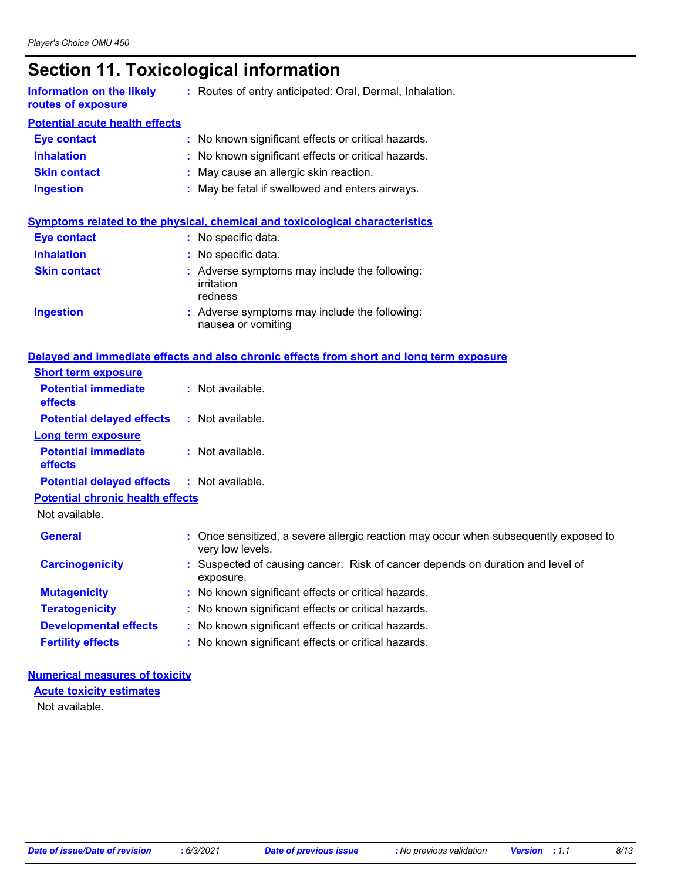# Section 11. Toxicological information

**Information on the likely routes of exposure** : Routes of entry anticipated: Oral, Dermal, Inhalation.

**Potential acute health effects**

| | |
|---|---|
| **Eye contact** | : No known significant effects or critical hazards. |
| **Inhalation** | : No known significant effects or critical hazards. |
| **Skin contact** | : May cause an allergic skin reaction. |
| **Ingestion** | : May be fatal if swallowed and enters airways. |

**Symptoms related to the physical, chemical and toxicological characteristics**

| | |
|---|---|
| **Eye contact** | : No specific data. |
| **Inhalation** | : No specific data. |
| **Skin contact** | : Adverse symptoms may include the following: irritation redness |
| **Ingestion** | : Adverse symptoms may include the following: nausea or vomiting |

**Delayed and immediate effects and also chronic effects from short and long term exposure**

**Short term exposure**

| | |
|---|---|
| **Potential immediate effects** | : Not available. |
| **Potential delayed effects** | : Not available. |

**Long term exposure**

| | |
|---|---|
| **Potential immediate effects** | : Not available. |
| **Potential delayed effects** | : Not available. |

**Potential chronic health effects**

Not available.

| | |
|---|---|
| **General** | : Once sensitized, a severe allergic reaction may occur when subsequently exposed to very low levels. |
| **Carcinogenicity** | : Suspected of causing cancer. Risk of cancer depends on duration and level of exposure. |
| **Mutagenicity** | : No known significant effects or critical hazards. |
| **Teratogenicity** | : No known significant effects or critical hazards. |
| **Developmental effects** | : No known significant effects or critical hazards. |
| **Fertility effects** | : No known significant effects or critical hazards. |

**Numerical measures of toxicity**

**Acute toxicity estimates**

Not available.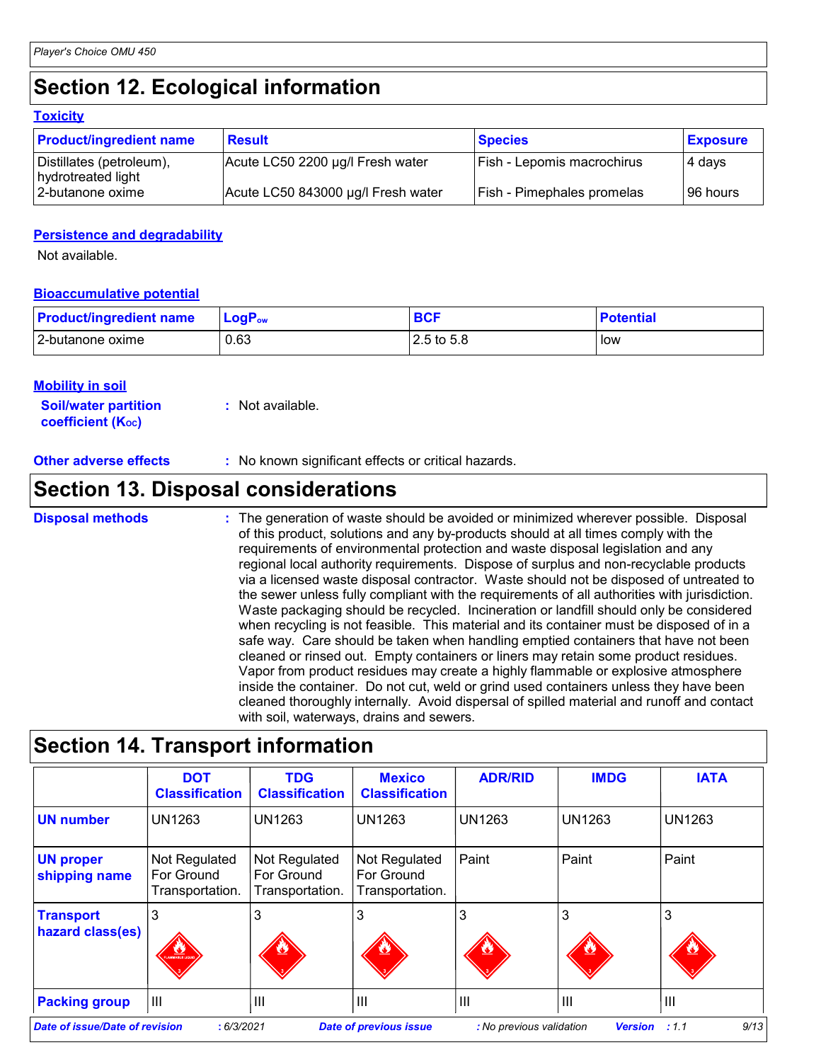## Section 12. Ecological information

### Toxicity

| Product/ingredient name | Result | Species | Exposure |
|---|---|---|---|
| Distillates (petroleum), hydrotreated light | Acute LC50 2200 µg/l Fresh water | Fish - Lepomis macrochirus | 4 days |
| 2-butanone oxime | Acute LC50 843000 µg/l Fresh water | Fish - Pimephales promelas | 96 hours |

### Persistence and degradability

Not available.

### Bioaccumulative potential

| Product/ingredient name | $LogP_{ow}$ | BCF | Potential |
|---|---|---|---|
| 2-butanone oxime | 0.63 | 2.5 to 5.8 | low |

### Mobility in soil

**Soil/water partition coefficient ($K_{OC}$)** : Not available.

**Other adverse effects** : No known significant effects or critical hazards.

## Section 13. Disposal considerations

**Disposal methods** : The generation of waste should be avoided or minimized wherever possible. Disposal of this product, solutions and any by-products should at all times comply with the requirements of environmental protection and waste disposal legislation and any regional local authority requirements. Dispose of surplus and non-recyclable products via a licensed waste disposal contractor. Waste should not be disposed of untreated to the sewer unless fully compliant with the requirements of all authorities with jurisdiction. Waste packaging should be recycled. Incineration or landfill should only be considered when recycling is not feasible. This material and its container must be disposed of in a safe way. Care should be taken when handling emptied containers that have not been cleaned or rinsed out. Empty containers or liners may retain some product residues. Vapor from product residues may create a highly flammable or explosive atmosphere inside the container. Do not cut, weld or grind used containers unless they have been cleaned thoroughly internally. Avoid dispersal of spilled material and runoff and contact with soil, waterways, drains and sewers.

## Section 14. Transport information

| | DOT Classification | TDG Classification | Mexico Classification | ADR/RID | IMDG | IATA |
|---|---|---|---|---|---|---|
| UN number | UN1263 | UN1263 | UN1263 | UN1263 | UN1263 | UN1263 |
| UN proper shipping name | Not Regulated For Ground Transportation. | Not Regulated For Ground Transportation. | Not Regulated For Ground Transportation. | Paint | Paint | Paint |
| Transport hazard class(es) | 3 | 3 | 3 | 3 | 3 | 3 |
| Packing group | III | III | III | III | III | III |

*Date of issue/Date of revision* : 6/3/2021 *Date of previous issue* : No previous validation *Version* : 1.1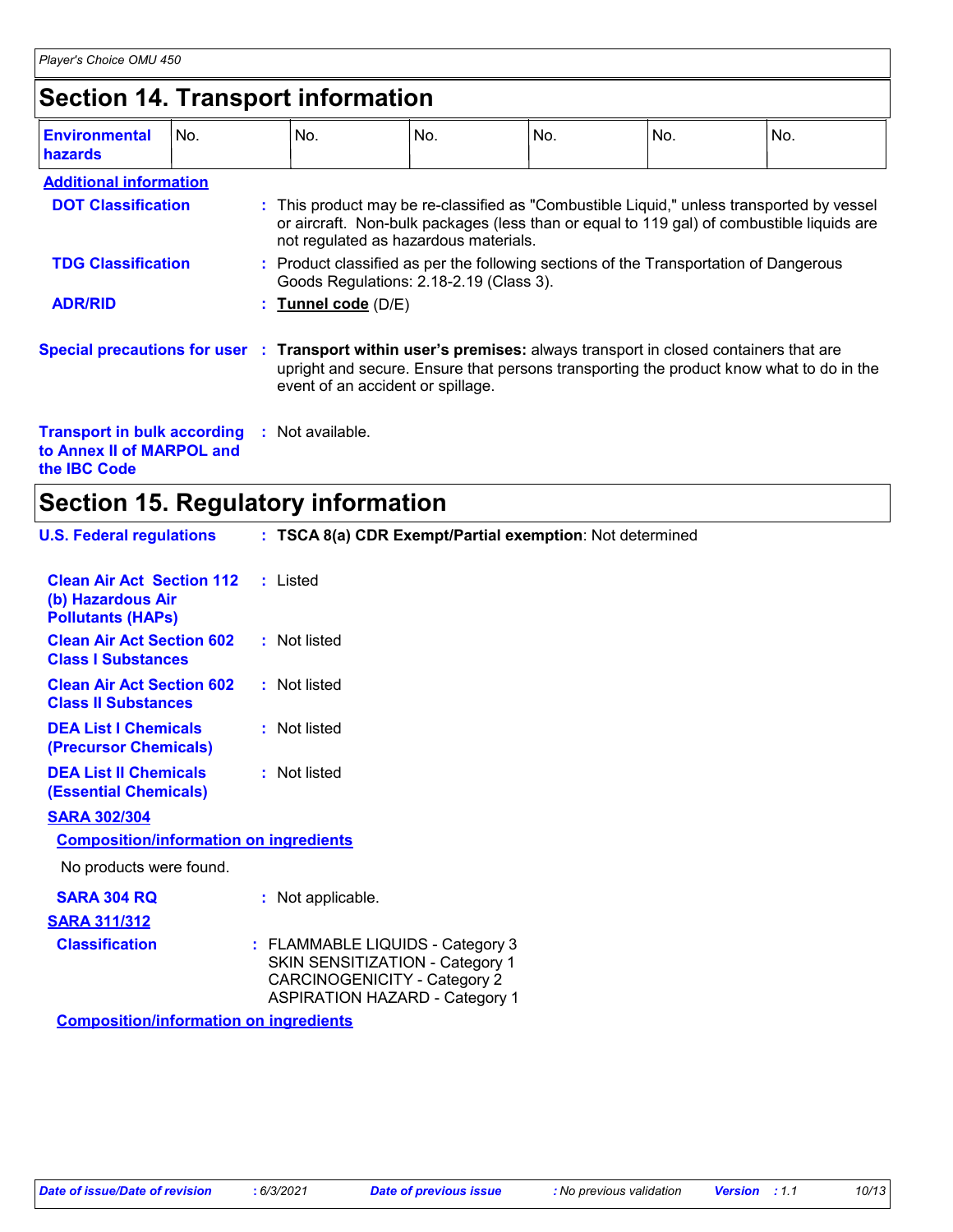## Section 14. Transport information

| Environmental hazards | No. | No. | No. | No. | No. | No. |
|---|---|---|---|---|---|---|

**Additional information**

**DOT Classification** : This product may be re-classified as "Combustible Liquid," unless transported by vessel or aircraft. Non-bulk packages (less than or equal to 119 gal) of combustible liquids are not regulated as hazardous materials.

**TDG Classification** : Product classified as per the following sections of the Transportation of Dangerous Goods Regulations: 2.18-2.19 (Class 3).

**ADR/RID** : **Tunnel code** (D/E)

**Special precautions for user** : **Transport within user's premises:** always transport in closed containers that are upright and secure. Ensure that persons transporting the product know what to do in the event of an accident or spillage.

**Transport in bulk according to Annex II of MARPOL and the IBC Code** : Not available.

## Section 15. Regulatory information

**U.S. Federal regulations** : **TSCA 8(a) CDR Exempt/Partial exemption**: Not determined

**Clean Air Act Section 112 (b) Hazardous Air Pollutants (HAPs)** : Listed

**Clean Air Act Section 602 Class I Substances** : Not listed

**Clean Air Act Section 602 Class II Substances** : Not listed

**DEA List I Chemicals (Precursor Chemicals)** : Not listed

**DEA List II Chemicals (Essential Chemicals)** : Not listed

**SARA 302/304**

**Composition/information on ingredients**

No products were found.

**SARA 304 RQ** : Not applicable.

**SARA 311/312**

**Classification** : FLAMMABLE LIQUIDS - Category 3
SKIN SENSITIZATION - Category 1
CARCINOGENICITY - Category 2
ASPIRATION HAZARD - Category 1

**Composition/information on ingredients**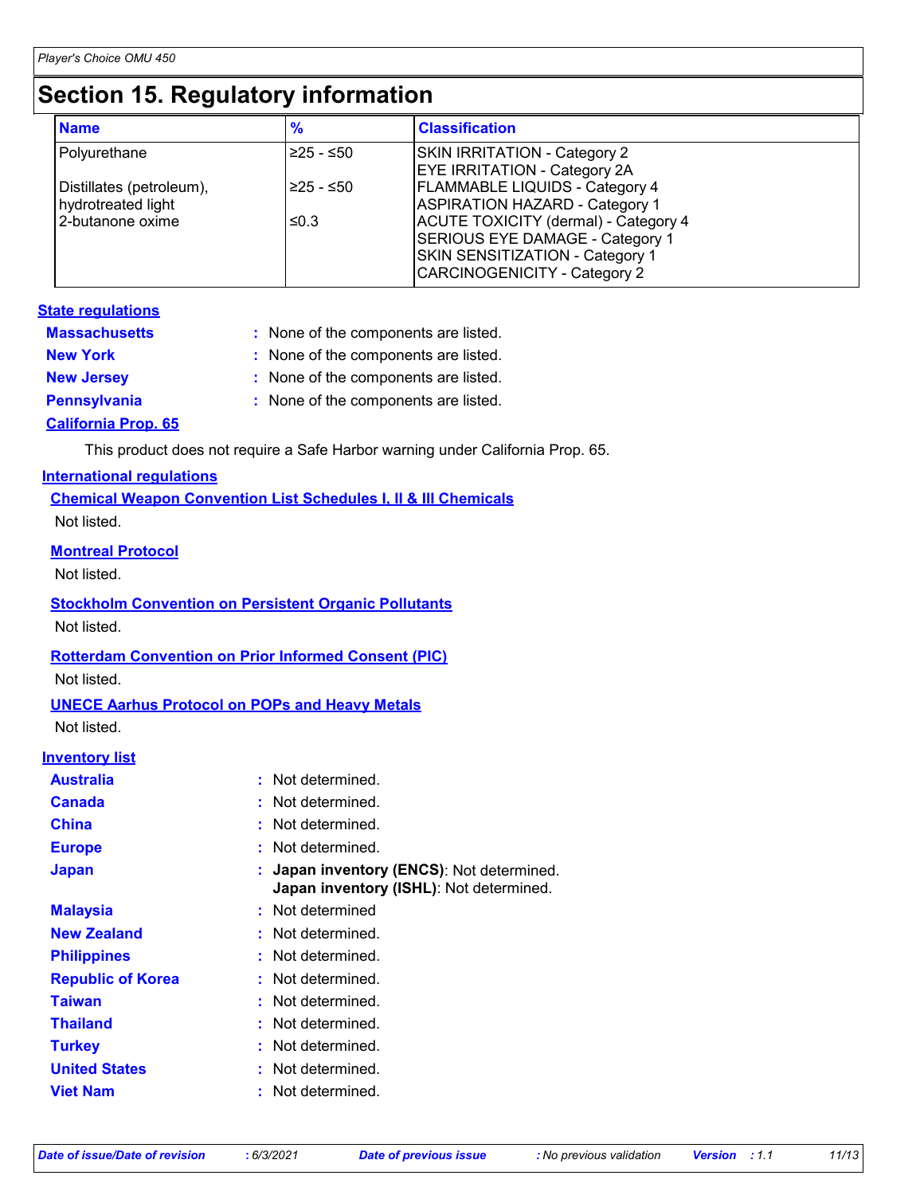# Section 15. Regulatory information

| Name | % | Classification |
|---|---|---|
| Polyurethane | ≥25 - ≤50 | SKIN IRRITATION - Category 2<br>EYE IRRITATION - Category 2A |
| Distillates (petroleum), hydrotreated light | ≥25 - ≤50 | FLAMMABLE LIQUIDS - Category 4<br>ASPIRATION HAZARD - Category 1 |
| 2-butanone oxime | ≤0.3 | ACUTE TOXICITY (dermal) - Category 4<br>SERIOUS EYE DAMAGE - Category 1<br>SKIN SENSITIZATION - Category 1<br>CARCINOGENICITY - Category 2 |

**State regulations**

**Massachusetts** : None of the components are listed.

**New York** : None of the components are listed.

**New Jersey** : None of the components are listed.

**Pennsylvania** : None of the components are listed.

**California Prop. 65**

This product does not require a Safe Harbor warning under California Prop. 65.

**International regulations**

**Chemical Weapon Convention List Schedules I, II & III Chemicals**

Not listed.

**Montreal Protocol**

Not listed.

**Stockholm Convention on Persistent Organic Pollutants**

Not listed.

**Rotterdam Convention on Prior Informed Consent (PIC)**

Not listed.

**UNECE Aarhus Protocol on POPs and Heavy Metals**

Not listed.

**Inventory list**

**Australia** : Not determined.

**Canada** : Not determined.

**China** : Not determined.

**Europe** : Not determined.

**Japan** : **Japan inventory (ENCS)**: Not determined.
**Japan inventory (ISHL)**: Not determined.

**Malaysia** : Not determined

**New Zealand** : Not determined.

**Philippines** : Not determined.

**Republic of Korea** : Not determined.

**Taiwan** : Not determined.

**Thailand** : Not determined.

**Turkey** : Not determined.

**United States** : Not determined.

**Viet Nam** : Not determined.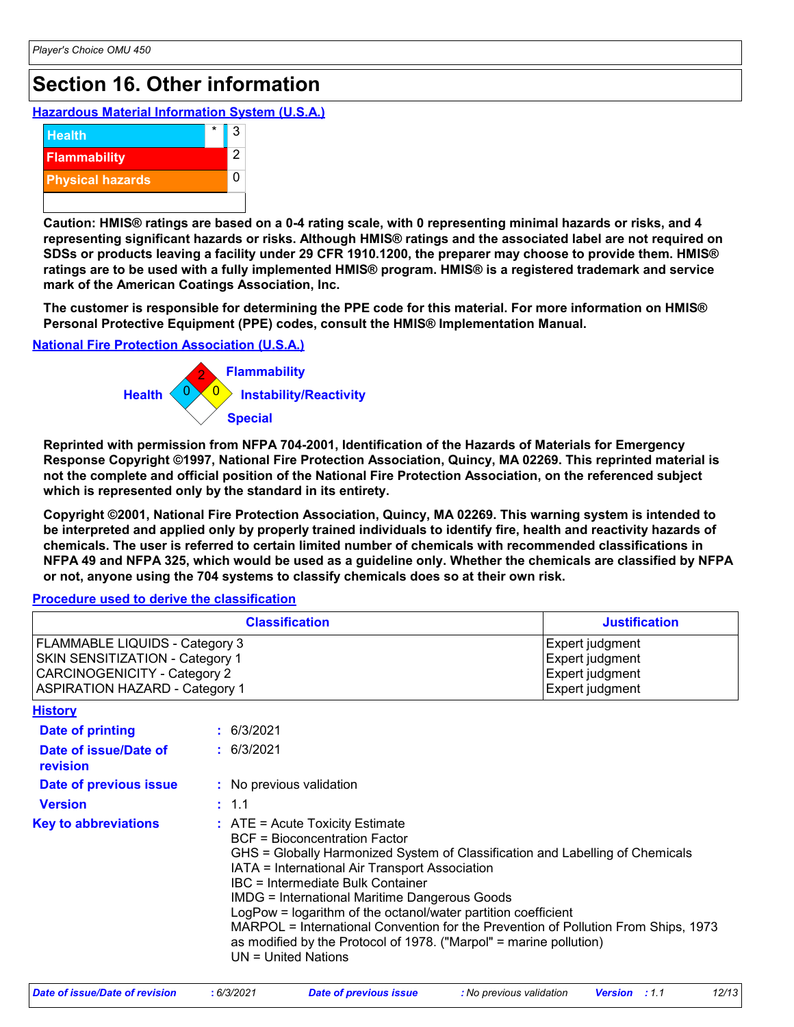# Section 16. Other information

**Hazardous Material Information System (U.S.A.)**

| | | |
|---|---|---|
| Health | * | 3 |
| Flammability | | 2 |
| Physical hazards | | 0 |

**Caution: HMIS® ratings are based on a 0-4 rating scale, with 0 representing minimal hazards or risks, and 4 representing significant hazards or risks. Although HMIS® ratings and the associated label are not required on SDSs or products leaving a facility under 29 CFR 1910.1200, the preparer may choose to provide them. HMIS® ratings are to be used with a fully implemented HMIS® program. HMIS® is a registered trademark and service mark of the American Coatings Association, Inc.**

**The customer is responsible for determining the PPE code for this material. For more information on HMIS® Personal Protective Equipment (PPE) codes, consult the HMIS® Implementation Manual.**

**National Fire Protection Association (U.S.A.)**

Health: 0
Flammability: 2
Instability/Reactivity: 0
Special:

**Reprinted with permission from NFPA 704-2001, Identification of the Hazards of Materials for Emergency Response Copyright ©1997, National Fire Protection Association, Quincy, MA 02269. This reprinted material is not the complete and official position of the National Fire Protection Association, on the referenced subject which is represented only by the standard in its entirety.**

**Copyright ©2001, National Fire Protection Association, Quincy, MA 02269. This warning system is intended to be interpreted and applied only by properly trained individuals to identify fire, health and reactivity hazards of chemicals. The user is referred to certain limited number of chemicals with recommended classifications in NFPA 49 and NFPA 325, which would be used as a guideline only. Whether the chemicals are classified by NFPA or not, anyone using the 704 systems to classify chemicals does so at their own risk.**

**Procedure used to derive the classification**

| Classification | Justification |
|---|---|
| FLAMMABLE LIQUIDS - Category 3 | Expert judgment |
| SKIN SENSITIZATION - Category 1 | Expert judgment |
| CARCINOGENICITY - Category 2 | Expert judgment |
| ASPIRATION HAZARD - Category 1 | Expert judgment |

**History**

**Date of printing** : 6/3/2021

**Date of issue/Date of revision** : 6/3/2021

**Date of previous issue** : No previous validation

**Version** : 1.1

**Key to abbreviations** :
ATE = Acute Toxicity Estimate
BCF = Bioconcentration Factor
GHS = Globally Harmonized System of Classification and Labelling of Chemicals
IATA = International Air Transport Association
IBC = Intermediate Bulk Container
IMDG = International Maritime Dangerous Goods
LogPow = logarithm of the octanol/water partition coefficient
MARPOL = International Convention for the Prevention of Pollution From Ships, 1973 as modified by the Protocol of 1978. ("Marpol" = marine pollution)
UN = United Nations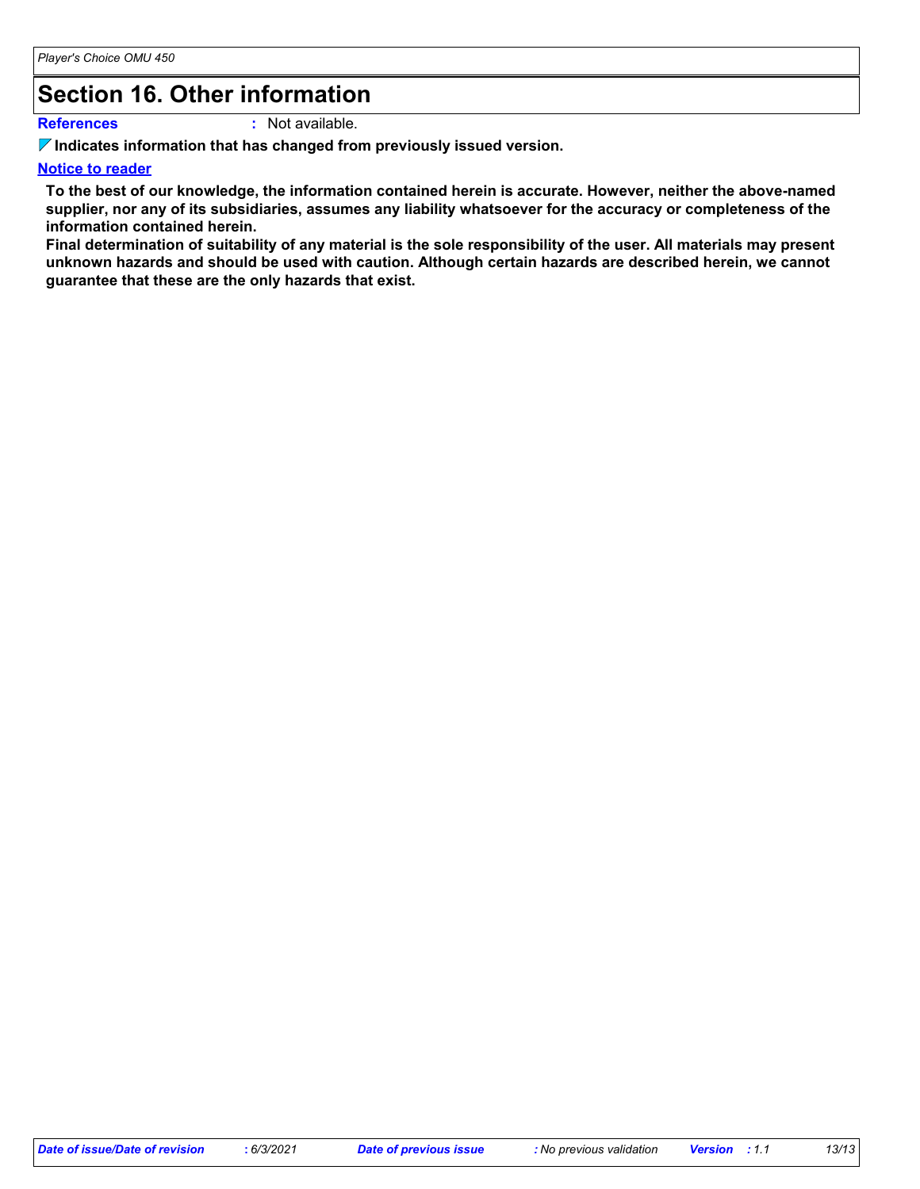## Section 16. Other information

**References** : Not available.

**Indicates information that has changed from previously issued version.**

**Notice to reader**

**To the best of our knowledge, the information contained herein is accurate. However, neither the above-named supplier, nor any of its subsidiaries, assumes any liability whatsoever for the accuracy or completeness of the information contained herein.**

**Final determination of suitability of any material is the sole responsibility of the user. All materials may present unknown hazards and should be used with caution. Although certain hazards are described herein, we cannot guarantee that these are the only hazards that exist.**